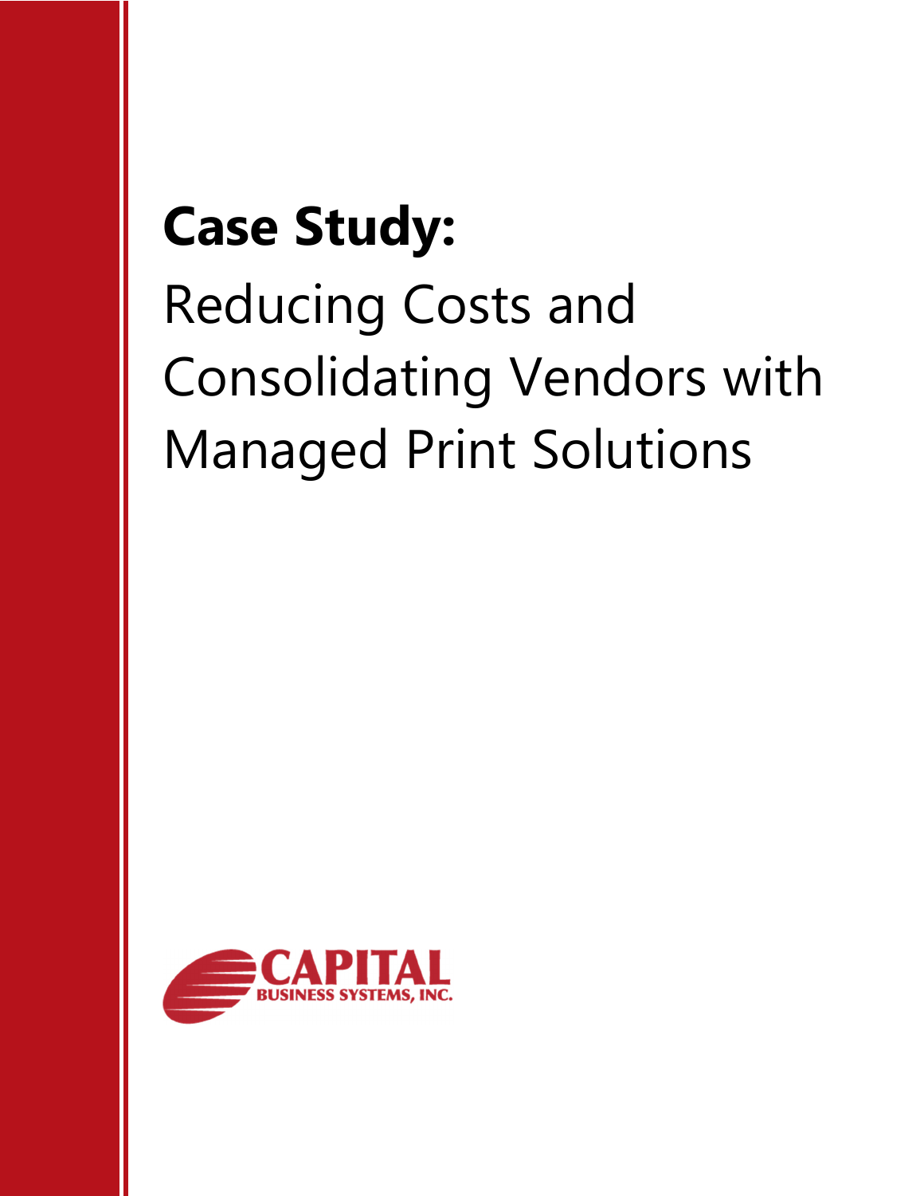# Case Study:

Reducing Costs and Consolidating Vendors with Managed Print Solutions

CAPITAL BUSINESS SYSTEMS, INC.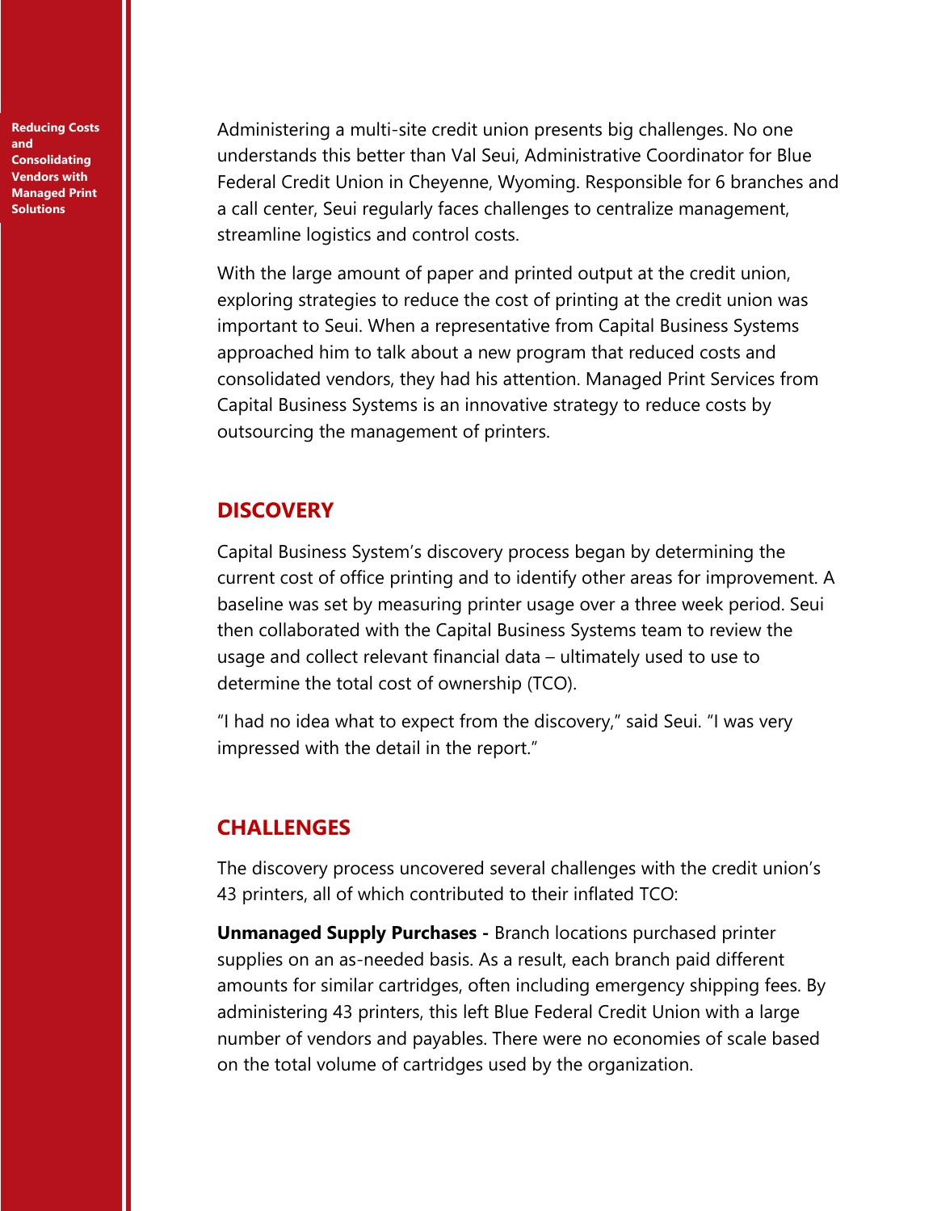Administering a multi-site credit union presents big challenges. No one understands this better than Val Seui, Administrative Coordinator for Blue Federal Credit Union in Cheyenne, Wyoming. Responsible for 6 branches and a call center, Seui regularly faces challenges to centralize management, streamline logistics and control costs.

With the large amount of paper and printed output at the credit union, exploring strategies to reduce the cost of printing at the credit union was important to Seui. When a representative from Capital Business Systems approached him to talk about a new program that reduced costs and consolidated vendors, they had his attention. Managed Print Services from Capital Business Systems is an innovative strategy to reduce costs by outsourcing the management of printers.

## DISCOVERY

Capital Business System's discovery process began by determining the current cost of office printing and to identify other areas for improvement. A baseline was set by measuring printer usage over a three week period. Seui then collaborated with the Capital Business Systems team to review the usage and collect relevant financial data – ultimately used to use to determine the total cost of ownership (TCO).

"I had no idea what to expect from the discovery," said Seui. "I was very impressed with the detail in the report."

## CHALLENGES

The discovery process uncovered several challenges with the credit union's 43 printers, all of which contributed to their inflated TCO:

**Unmanaged Supply Purchases -** Branch locations purchased printer supplies on an as-needed basis. As a result, each branch paid different amounts for similar cartridges, often including emergency shipping fees. By administering 43 printers, this left Blue Federal Credit Union with a large number of vendors and payables. There were no economies of scale based on the total volume of cartridges used by the organization.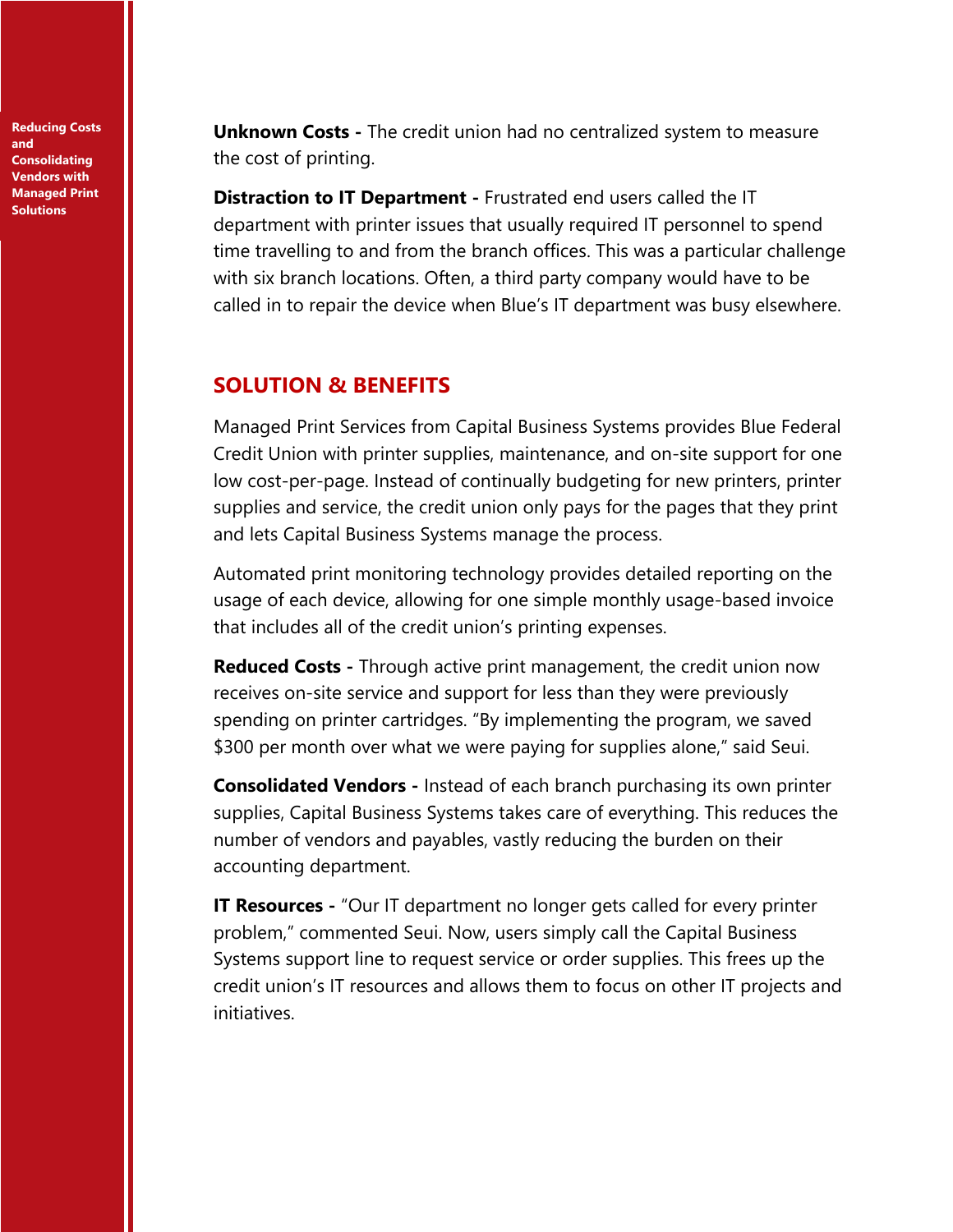**Unknown Costs -** The credit union had no centralized system to measure the cost of printing.

**Distraction to IT Department -** Frustrated end users called the IT department with printer issues that usually required IT personnel to spend time travelling to and from the branch offices. This was a particular challenge with six branch locations. Often, a third party company would have to be called in to repair the device when Blue's IT department was busy elsewhere.

## SOLUTION & BENEFITS

Managed Print Services from Capital Business Systems provides Blue Federal Credit Union with printer supplies, maintenance, and on-site support for one low cost-per-page. Instead of continually budgeting for new printers, printer supplies and service, the credit union only pays for the pages that they print and lets Capital Business Systems manage the process.

Automated print monitoring technology provides detailed reporting on the usage of each device, allowing for one simple monthly usage-based invoice that includes all of the credit union's printing expenses.

**Reduced Costs -** Through active print management, the credit union now receives on-site service and support for less than they were previously spending on printer cartridges. "By implementing the program, we saved $300 per month over what we were paying for supplies alone," said Seui.

**Consolidated Vendors -** Instead of each branch purchasing its own printer supplies, Capital Business Systems takes care of everything. This reduces the number of vendors and payables, vastly reducing the burden on their accounting department.

**IT Resources -** "Our IT department no longer gets called for every printer problem," commented Seui. Now, users simply call the Capital Business Systems support line to request service or order supplies. This frees up the credit union's IT resources and allows them to focus on other IT projects and initiatives.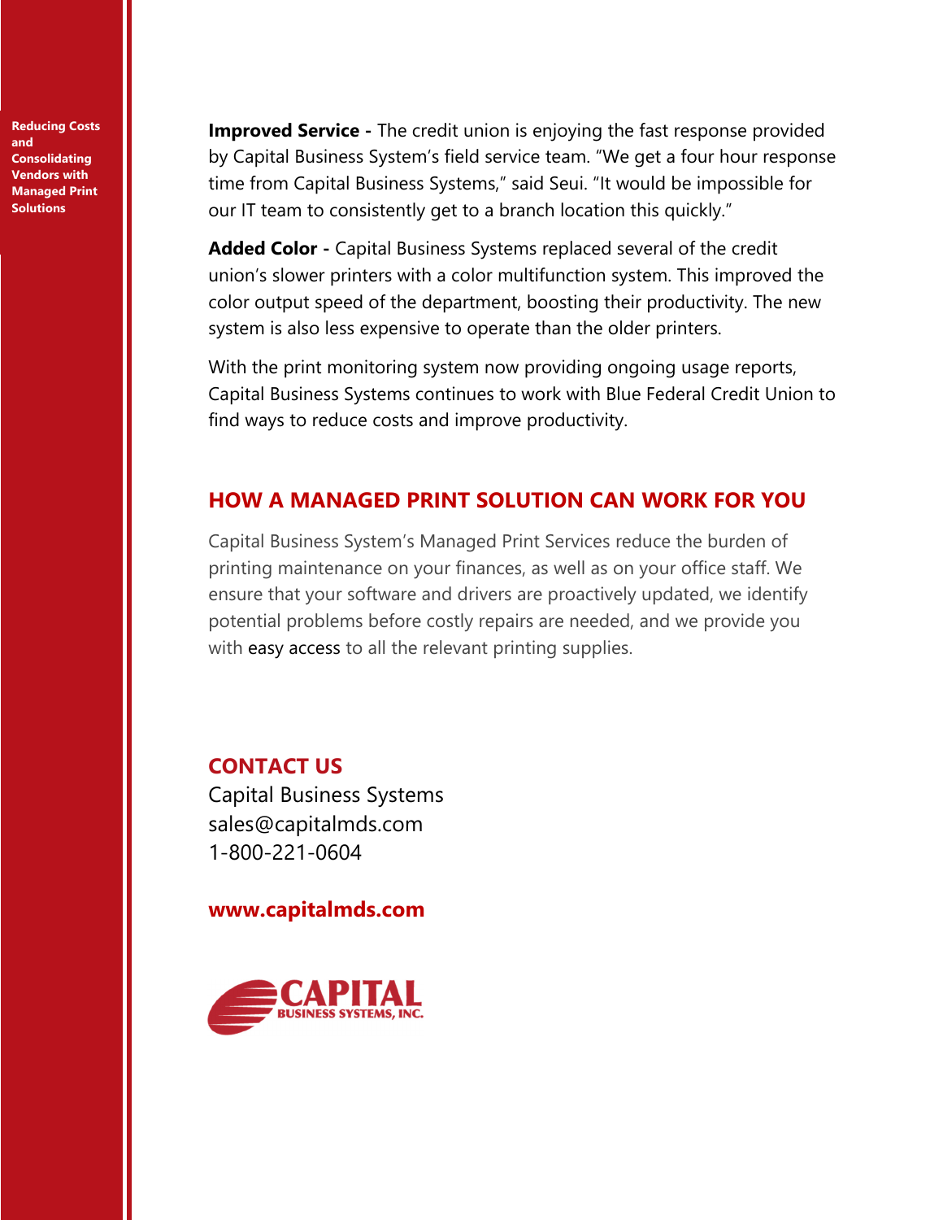**Improved Service -** The credit union is enjoying the fast response provided by Capital Business System's field service team. "We get a four hour response time from Capital Business Systems," said Seui. "It would be impossible for our IT team to consistently get to a branch location this quickly."

**Added Color -** Capital Business Systems replaced several of the credit union's slower printers with a color multifunction system. This improved the color output speed of the department, boosting their productivity. The new system is also less expensive to operate than the older printers.

With the print monitoring system now providing ongoing usage reports, Capital Business Systems continues to work with Blue Federal Credit Union to find ways to reduce costs and improve productivity.

## HOW A MANAGED PRINT SOLUTION CAN WORK FOR YOU

Capital Business System's Managed Print Services reduce the burden of printing maintenance on your finances, as well as on your office staff. We ensure that your software and drivers are proactively updated, we identify potential problems before costly repairs are needed, and we provide you with easy access to all the relevant printing supplies.

## CONTACT US

Capital Business Systems
sales@capitalmds.com
1-800-221-0604

**www.capitalmds.com**

CAPITAL BUSINESS SYSTEMS, INC.